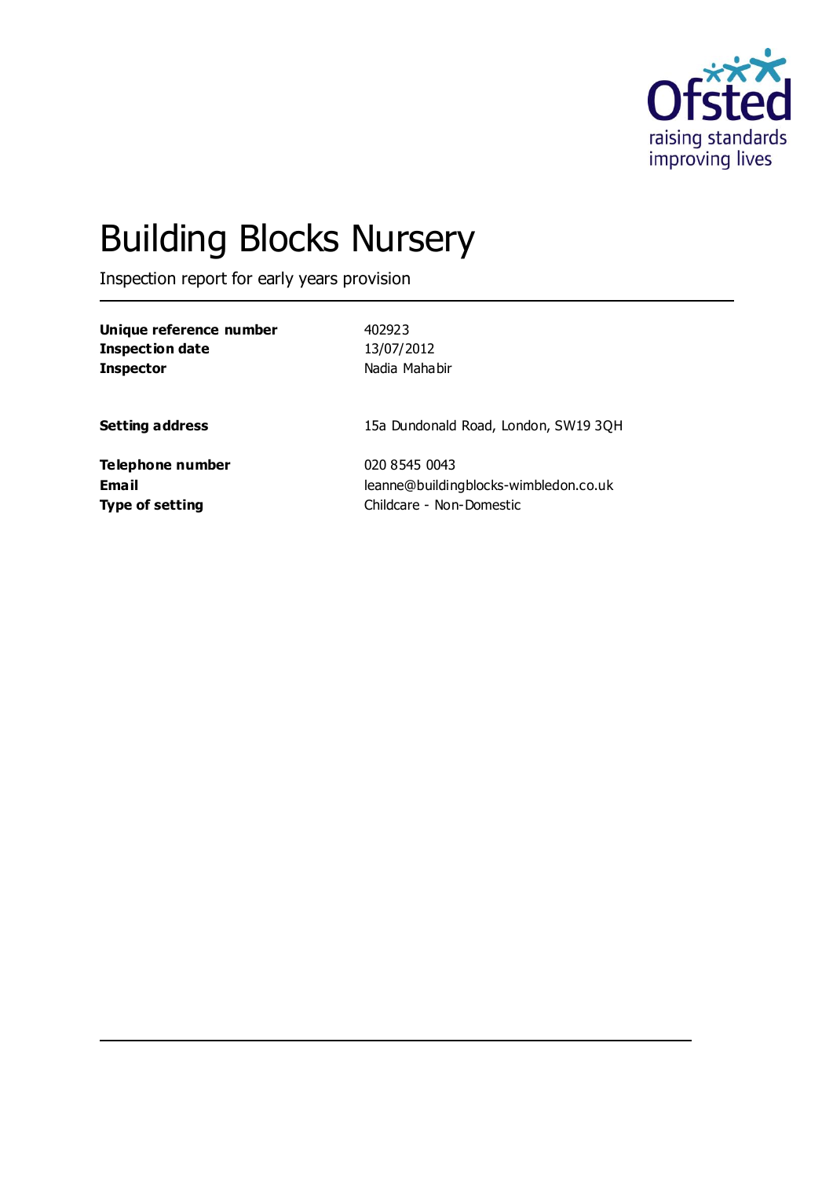# Building Blocks Nursery

Inspection report for early years provision

| | |
|---|---|
| **Unique reference number** | 402923 |
| **Inspection date** | 13/07/2012 |
| **Inspector** | Nadia Mahabir |
| | |
| **Setting address** | 15a Dundonald Road, London, SW19 3QH |
| | |
| **Telephone number** | 020 8545 0043 |
| **Email** | leanne@buildingblocks-wimbledon.co.uk |
| **Type of setting** | Childcare - Non-Domestic |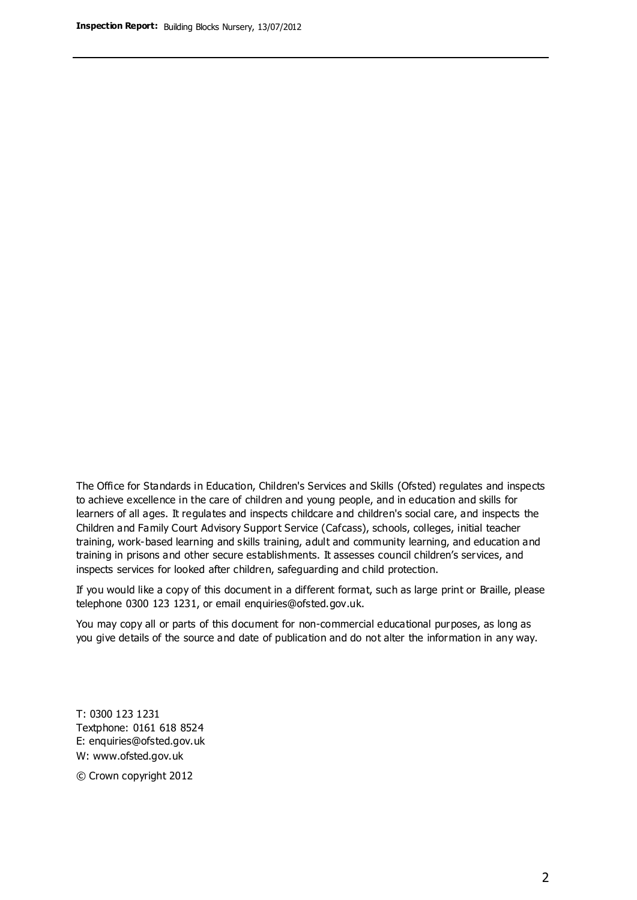The Office for Standards in Education, Children's Services and Skills (Ofsted) regulates and inspects to achieve excellence in the care of children and young people, and in education and skills for learners of all ages. It regulates and inspects childcare and children's social care, and inspects the Children and Family Court Advisory Support Service (Cafcass), schools, colleges, initial teacher training, work-based learning and skills training, adult and community learning, and education and training in prisons and other secure establishments. It assesses council children's services, and inspects services for looked after children, safeguarding and child protection.

If you would like a copy of this document in a different format, such as large print or Braille, please telephone 0300 123 1231, or email enquiries@ofsted.gov.uk.

You may copy all or parts of this document for non-commercial educational purposes, as long as you give details of the source and date of publication and do not alter the information in any way.

T: 0300 123 1231
Textphone: 0161 618 8524
E: enquiries@ofsted.gov.uk
W: www.ofsted.gov.uk

© Crown copyright 2012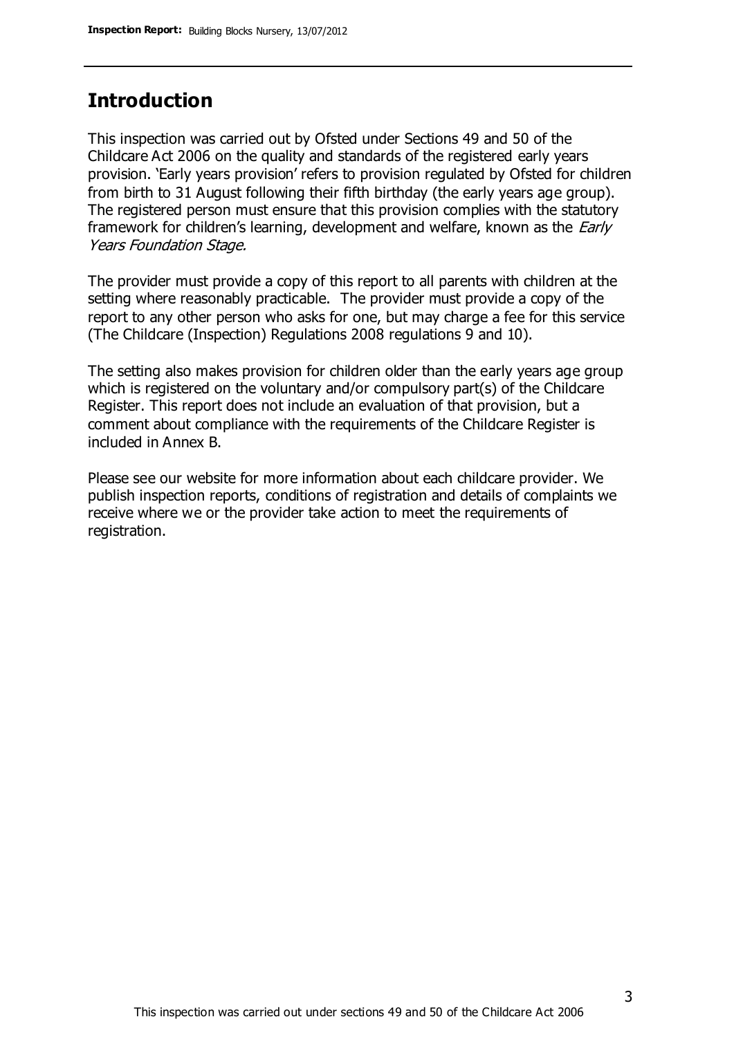## Introduction

This inspection was carried out by Ofsted under Sections 49 and 50 of the Childcare Act 2006 on the quality and standards of the registered early years provision. 'Early years provision' refers to provision regulated by Ofsted for children from birth to 31 August following their fifth birthday (the early years age group). The registered person must ensure that this provision complies with the statutory framework for children's learning, development and welfare, known as the *Early Years Foundation Stage.*

The provider must provide a copy of this report to all parents with children at the setting where reasonably practicable. The provider must provide a copy of the report to any other person who asks for one, but may charge a fee for this service (The Childcare (Inspection) Regulations 2008 regulations 9 and 10).

The setting also makes provision for children older than the early years age group which is registered on the voluntary and/or compulsory part(s) of the Childcare Register. This report does not include an evaluation of that provision, but a comment about compliance with the requirements of the Childcare Register is included in Annex B.

Please see our website for more information about each childcare provider. We publish inspection reports, conditions of registration and details of complaints we receive where we or the provider take action to meet the requirements of registration.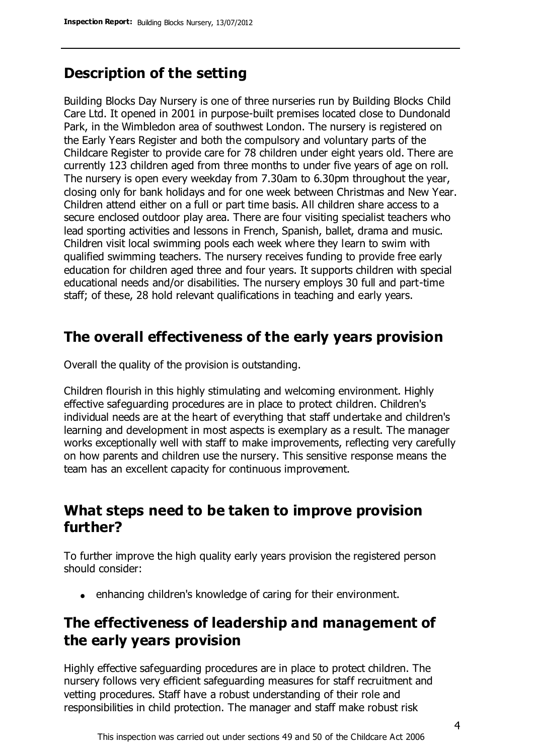## Description of the setting

Building Blocks Day Nursery is one of three nurseries run by Building Blocks Child Care Ltd. It opened in 2001 in purpose-built premises located close to Dundonald Park, in the Wimbledon area of southwest London. The nursery is registered on the Early Years Register and both the compulsory and voluntary parts of the Childcare Register to provide care for 78 children under eight years old. There are currently 123 children aged from three months to under five years of age on roll. The nursery is open every weekday from 7.30am to 6.30pm throughout the year, closing only for bank holidays and for one week between Christmas and New Year. Children attend either on a full or part time basis. All children share access to a secure enclosed outdoor play area. There are four visiting specialist teachers who lead sporting activities and lessons in French, Spanish, ballet, drama and music. Children visit local swimming pools each week where they learn to swim with qualified swimming teachers. The nursery receives funding to provide free early education for children aged three and four years. It supports children with special educational needs and/or disabilities. The nursery employs 30 full and part-time staff; of these, 28 hold relevant qualifications in teaching and early years.

## The overall effectiveness of the early years provision

Overall the quality of the provision is outstanding.

Children flourish in this highly stimulating and welcoming environment. Highly effective safeguarding procedures are in place to protect children. Children's individual needs are at the heart of everything that staff undertake and children's learning and development in most aspects is exemplary as a result. The manager works exceptionally well with staff to make improvements, reflecting very carefully on how parents and children use the nursery. This sensitive response means the team has an excellent capacity for continuous improvement.

## What steps need to be taken to improve provision further?

To further improve the high quality early years provision the registered person should consider:

- enhancing children's knowledge of caring for their environment.

## The effectiveness of leadership and management of the early years provision

Highly effective safeguarding procedures are in place to protect children. The nursery follows very efficient safeguarding measures for staff recruitment and vetting procedures. Staff have a robust understanding of their role and responsibilities in child protection. The manager and staff make robust risk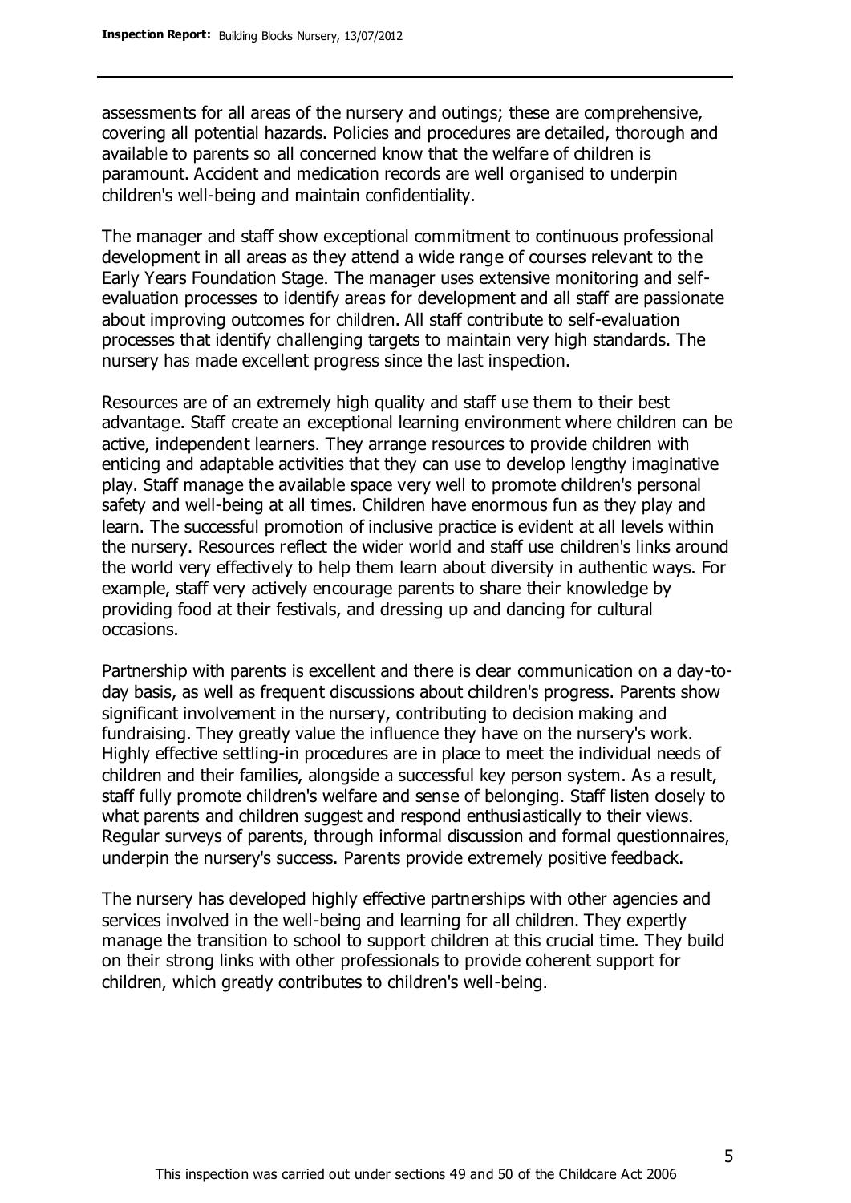assessments for all areas of the nursery and outings; these are comprehensive, covering all potential hazards. Policies and procedures are detailed, thorough and available to parents so all concerned know that the welfare of children is paramount. Accident and medication records are well organised to underpin children's well-being and maintain confidentiality.

The manager and staff show exceptional commitment to continuous professional development in all areas as they attend a wide range of courses relevant to the Early Years Foundation Stage. The manager uses extensive monitoring and self-evaluation processes to identify areas for development and all staff are passionate about improving outcomes for children. All staff contribute to self-evaluation processes that identify challenging targets to maintain very high standards. The nursery has made excellent progress since the last inspection.

Resources are of an extremely high quality and staff use them to their best advantage. Staff create an exceptional learning environment where children can be active, independent learners. They arrange resources to provide children with enticing and adaptable activities that they can use to develop lengthy imaginative play. Staff manage the available space very well to promote children's personal safety and well-being at all times. Children have enormous fun as they play and learn. The successful promotion of inclusive practice is evident at all levels within the nursery. Resources reflect the wider world and staff use children's links around the world very effectively to help them learn about diversity in authentic ways. For example, staff very actively encourage parents to share their knowledge by providing food at their festivals, and dressing up and dancing for cultural occasions.

Partnership with parents is excellent and there is clear communication on a day-to-day basis, as well as frequent discussions about children's progress. Parents show significant involvement in the nursery, contributing to decision making and fundraising. They greatly value the influence they have on the nursery's work. Highly effective settling-in procedures are in place to meet the individual needs of children and their families, alongside a successful key person system. As a result, staff fully promote children's welfare and sense of belonging. Staff listen closely to what parents and children suggest and respond enthusiastically to their views. Regular surveys of parents, through informal discussion and formal questionnaires, underpin the nursery's success. Parents provide extremely positive feedback.

The nursery has developed highly effective partnerships with other agencies and services involved in the well-being and learning for all children. They expertly manage the transition to school to support children at this crucial time. They build on their strong links with other professionals to provide coherent support for children, which greatly contributes to children's well-being.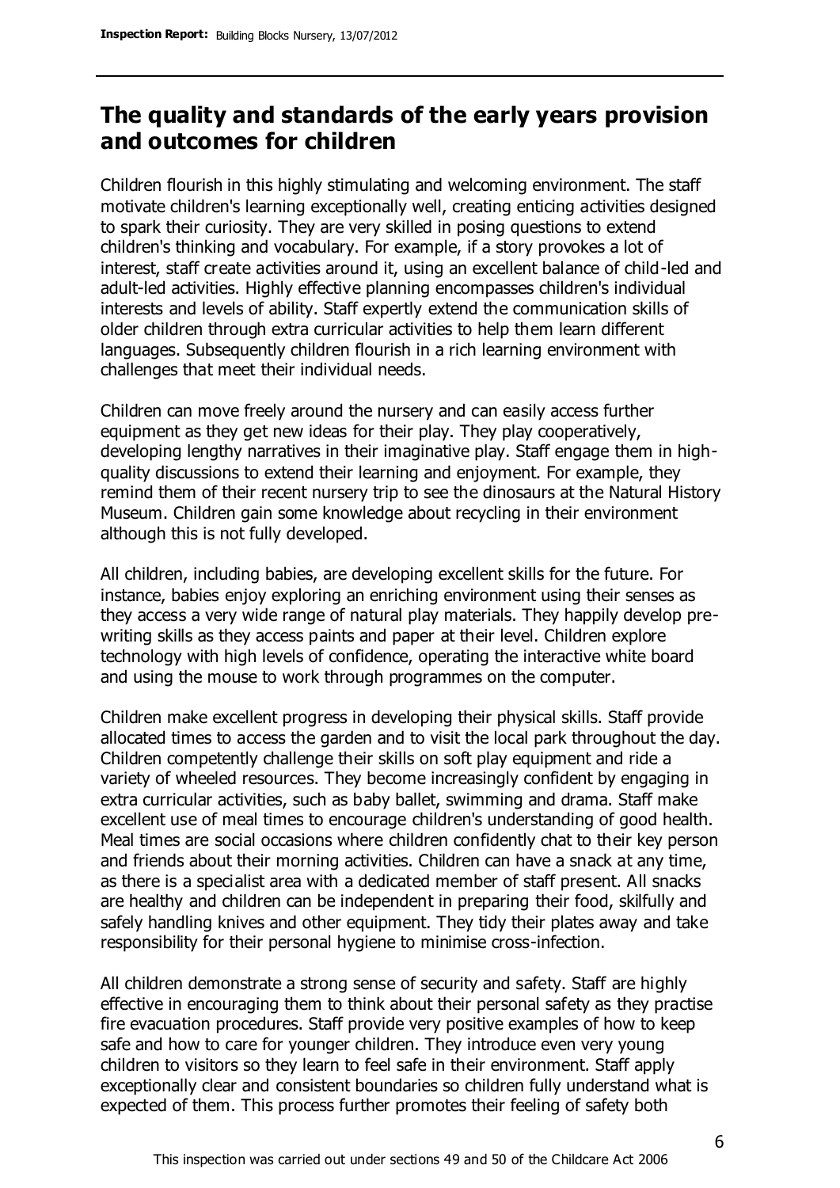## The quality and standards of the early years provision and outcomes for children

Children flourish in this highly stimulating and welcoming environment. The staff motivate children's learning exceptionally well, creating enticing activities designed to spark their curiosity. They are very skilled in posing questions to extend children's thinking and vocabulary. For example, if a story provokes a lot of interest, staff create activities around it, using an excellent balance of child-led and adult-led activities. Highly effective planning encompasses children's individual interests and levels of ability. Staff expertly extend the communication skills of older children through extra curricular activities to help them learn different languages. Subsequently children flourish in a rich learning environment with challenges that meet their individual needs.

Children can move freely around the nursery and can easily access further equipment as they get new ideas for their play. They play cooperatively, developing lengthy narratives in their imaginative play. Staff engage them in high-quality discussions to extend their learning and enjoyment. For example, they remind them of their recent nursery trip to see the dinosaurs at the Natural History Museum. Children gain some knowledge about recycling in their environment although this is not fully developed.

All children, including babies, are developing excellent skills for the future. For instance, babies enjoy exploring an enriching environment using their senses as they access a very wide range of natural play materials. They happily develop pre-writing skills as they access paints and paper at their level. Children explore technology with high levels of confidence, operating the interactive white board and using the mouse to work through programmes on the computer.

Children make excellent progress in developing their physical skills. Staff provide allocated times to access the garden and to visit the local park throughout the day. Children competently challenge their skills on soft play equipment and ride a variety of wheeled resources. They become increasingly confident by engaging in extra curricular activities, such as baby ballet, swimming and drama. Staff make excellent use of meal times to encourage children's understanding of good health. Meal times are social occasions where children confidently chat to their key person and friends about their morning activities. Children can have a snack at any time, as there is a specialist area with a dedicated member of staff present. All snacks are healthy and children can be independent in preparing their food, skilfully and safely handling knives and other equipment. They tidy their plates away and take responsibility for their personal hygiene to minimise cross-infection.

All children demonstrate a strong sense of security and safety. Staff are highly effective in encouraging them to think about their personal safety as they practise fire evacuation procedures. Staff provide very positive examples of how to keep safe and how to care for younger children. They introduce even very young children to visitors so they learn to feel safe in their environment. Staff apply exceptionally clear and consistent boundaries so children fully understand what is expected of them. This process further promotes their feeling of safety both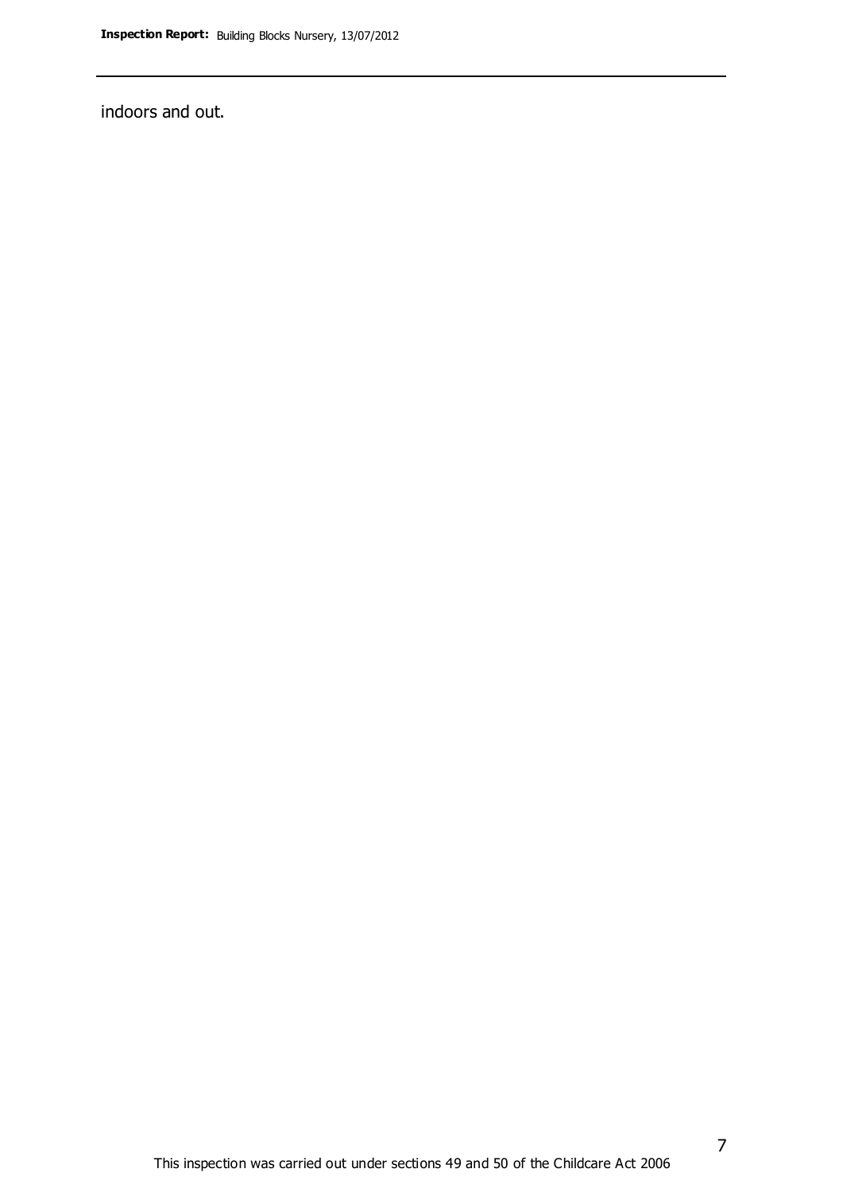indoors and out.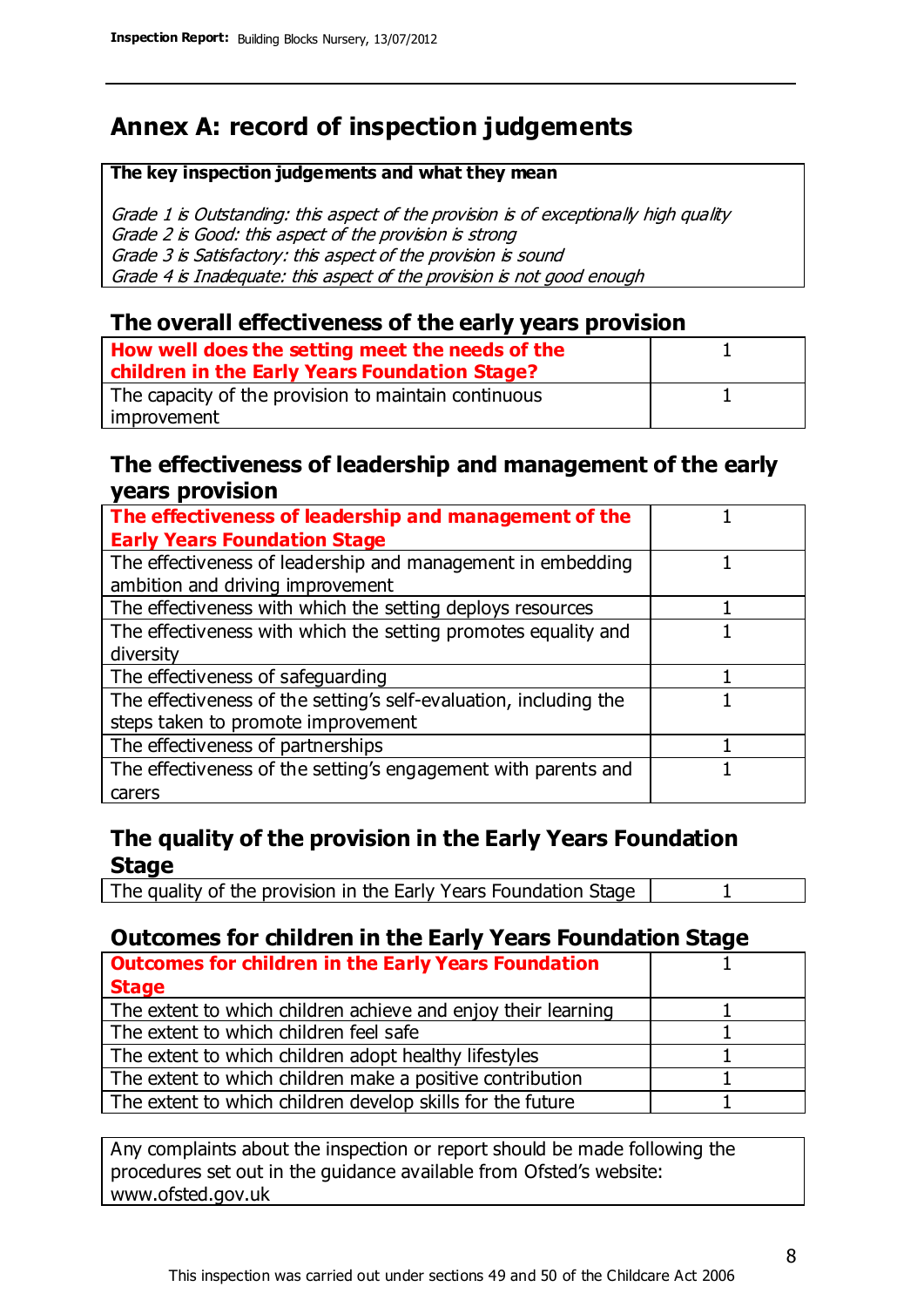# Annex A: record of inspection judgements

**The key inspection judgements and what they mean**

*Grade 1 is Outstanding: this aspect of the provision is of exceptionally high quality*
*Grade 2 is Good: this aspect of the provision is strong*
*Grade 3 is Satisfactory: this aspect of the provision is sound*
*Grade 4 is Inadequate: this aspect of the provision is not good enough*

## The overall effectiveness of the early years provision

| | |
|---|---|
| **How well does the setting meet the needs of the children in the Early Years Foundation Stage?** | 1 |
| The capacity of the provision to maintain continuous improvement | 1 |

## The effectiveness of leadership and management of the early years provision

| | |
|---|---|
| **The effectiveness of leadership and management of the Early Years Foundation Stage** | 1 |
| The effectiveness of leadership and management in embedding ambition and driving improvement | 1 |
| The effectiveness with which the setting deploys resources | 1 |
| The effectiveness with which the setting promotes equality and diversity | 1 |
| The effectiveness of safeguarding | 1 |
| The effectiveness of the setting's self-evaluation, including the steps taken to promote improvement | 1 |
| The effectiveness of partnerships | 1 |
| The effectiveness of the setting's engagement with parents and carers | 1 |

## The quality of the provision in the Early Years Foundation Stage

| | |
|---|---|
| The quality of the provision in the Early Years Foundation Stage | 1 |

## Outcomes for children in the Early Years Foundation Stage

| | |
|---|---|
| **Outcomes for children in the Early Years Foundation Stage** | 1 |
| The extent to which children achieve and enjoy their learning | 1 |
| The extent to which children feel safe | 1 |
| The extent to which children adopt healthy lifestyles | 1 |
| The extent to which children make a positive contribution | 1 |
| The extent to which children develop skills for the future | 1 |

Any complaints about the inspection or report should be made following the procedures set out in the guidance available from Ofsted's website: www.ofsted.gov.uk

This inspection was carried out under sections 49 and 50 of the Childcare Act 2006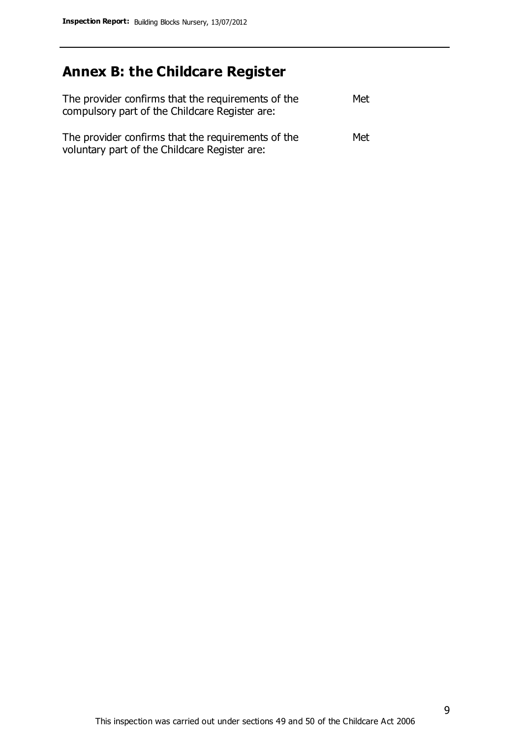## Annex B: the Childcare Register

| | |
|---|---|
| The provider confirms that the requirements of the compulsory part of the Childcare Register are: | Met |
| The provider confirms that the requirements of the voluntary part of the Childcare Register are: | Met |

This inspection was carried out under sections 49 and 50 of the Childcare Act 2006